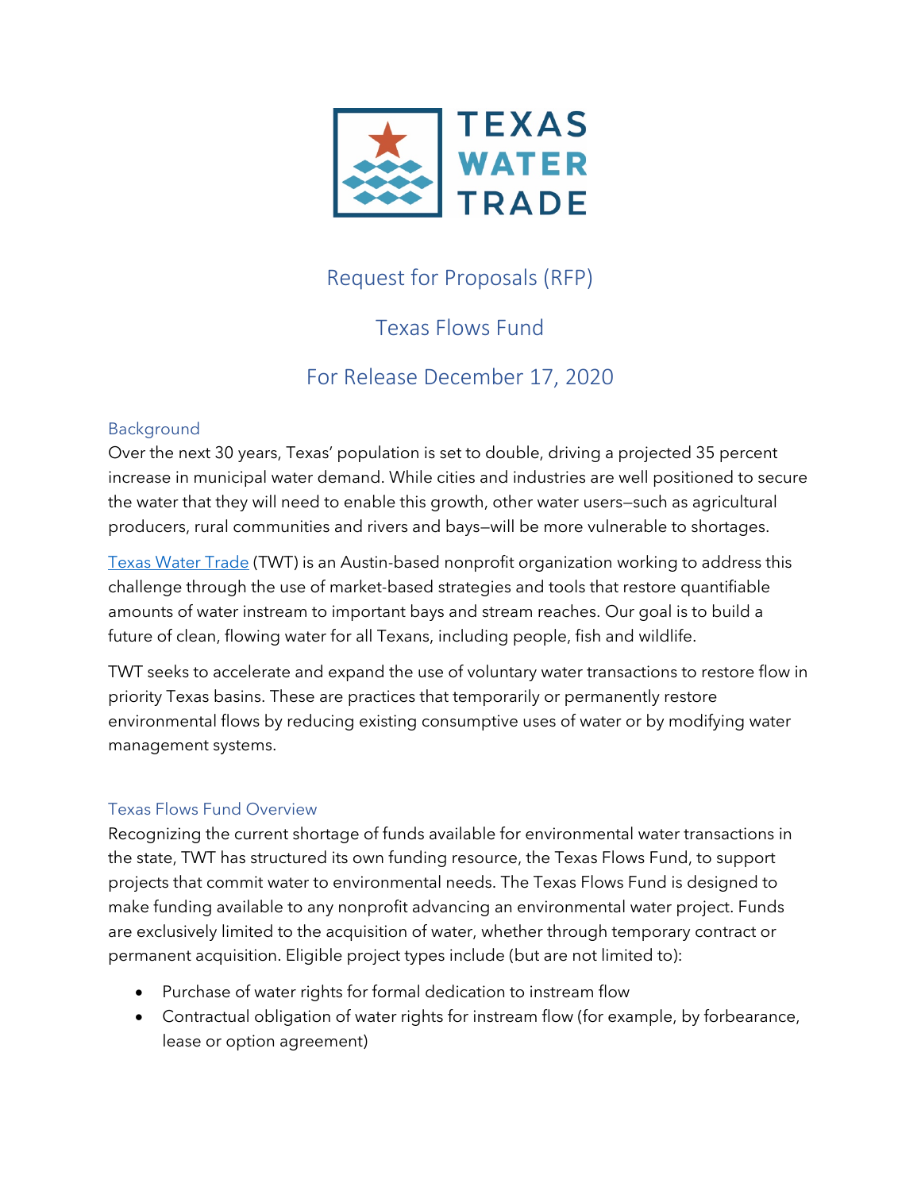TEXAS WATER TRADE

# Request for Proposals (RFP)

# Texas Flows Fund

# For Release December 17, 2020

## Background

Over the next 30 years, Texas' population is set to double, driving a projected 35 percent increase in municipal water demand. While cities and industries are well positioned to secure the water that they will need to enable this growth, other water users—such as agricultural producers, rural communities and rivers and bays—will be more vulnerable to shortages.

Texas Water Trade (TWT) is an Austin-based nonprofit organization working to address this challenge through the use of market-based strategies and tools that restore quantifiable amounts of water instream to important bays and stream reaches. Our goal is to build a future of clean, flowing water for all Texans, including people, fish and wildlife.

TWT seeks to accelerate and expand the use of voluntary water transactions to restore flow in priority Texas basins. These are practices that temporarily or permanently restore environmental flows by reducing existing consumptive uses of water or by modifying water management systems.

## Texas Flows Fund Overview

Recognizing the current shortage of funds available for environmental water transactions in the state, TWT has structured its own funding resource, the Texas Flows Fund, to support projects that commit water to environmental needs. The Texas Flows Fund is designed to make funding available to any nonprofit advancing an environmental water project. Funds are exclusively limited to the acquisition of water, whether through temporary contract or permanent acquisition. Eligible project types include (but are not limited to):

- Purchase of water rights for formal dedication to instream flow
- Contractual obligation of water rights for instream flow (for example, by forbearance, lease or option agreement)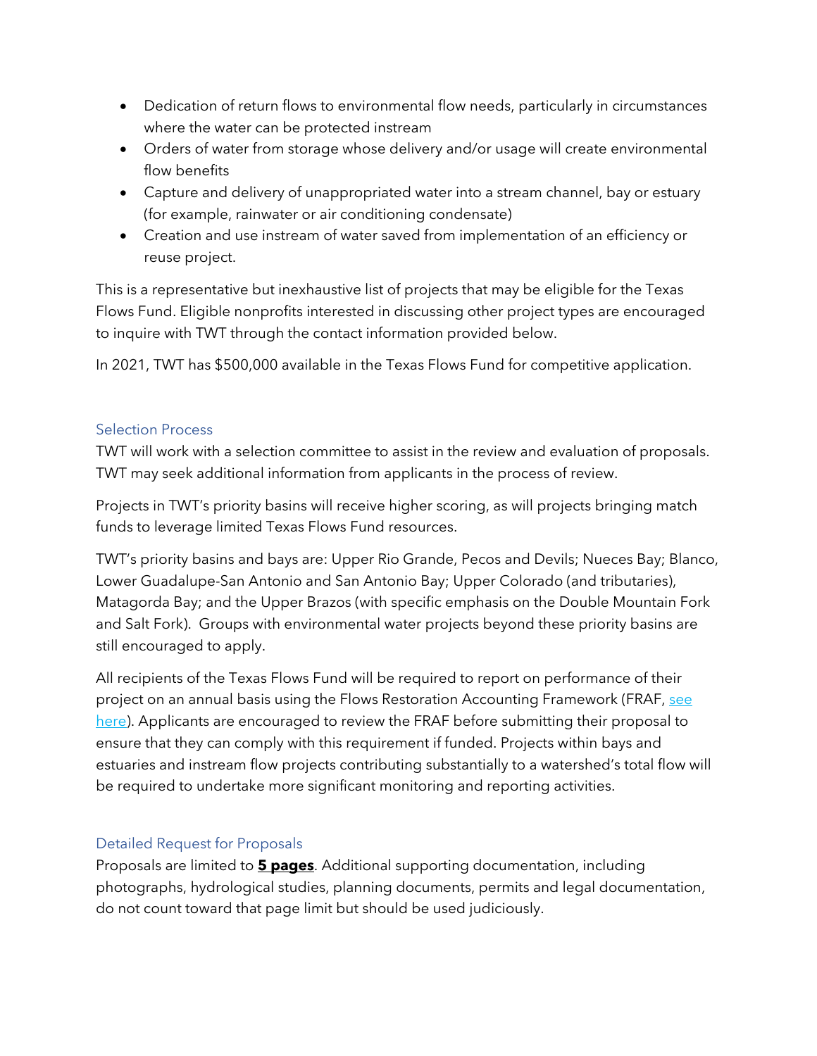- Dedication of return flows to environmental flow needs, particularly in circumstances where the water can be protected instream
- Orders of water from storage whose delivery and/or usage will create environmental flow benefits
- Capture and delivery of unappropriated water into a stream channel, bay or estuary (for example, rainwater or air conditioning condensate)
- Creation and use instream of water saved from implementation of an efficiency or reuse project.

This is a representative but inexhaustive list of projects that may be eligible for the Texas Flows Fund. Eligible nonprofits interested in discussing other project types are encouraged to inquire with TWT through the contact information provided below.

In 2021, TWT has $500,000 available in the Texas Flows Fund for competitive application.

## Selection Process

TWT will work with a selection committee to assist in the review and evaluation of proposals. TWT may seek additional information from applicants in the process of review.

Projects in TWT's priority basins will receive higher scoring, as will projects bringing match funds to leverage limited Texas Flows Fund resources.

TWT's priority basins and bays are: Upper Rio Grande, Pecos and Devils; Nueces Bay; Blanco, Lower Guadalupe-San Antonio and San Antonio Bay; Upper Colorado (and tributaries), Matagorda Bay; and the Upper Brazos (with specific emphasis on the Double Mountain Fork and Salt Fork). Groups with environmental water projects beyond these priority basins are still encouraged to apply.

All recipients of the Texas Flows Fund will be required to report on performance of their project on an annual basis using the Flows Restoration Accounting Framework (FRAF, see here). Applicants are encouraged to review the FRAF before submitting their proposal to ensure that they can comply with this requirement if funded. Projects within bays and estuaries and instream flow projects contributing substantially to a watershed's total flow will be required to undertake more significant monitoring and reporting activities.

## Detailed Request for Proposals

Proposals are limited to **5 pages**. Additional supporting documentation, including photographs, hydrological studies, planning documents, permits and legal documentation, do not count toward that page limit but should be used judiciously.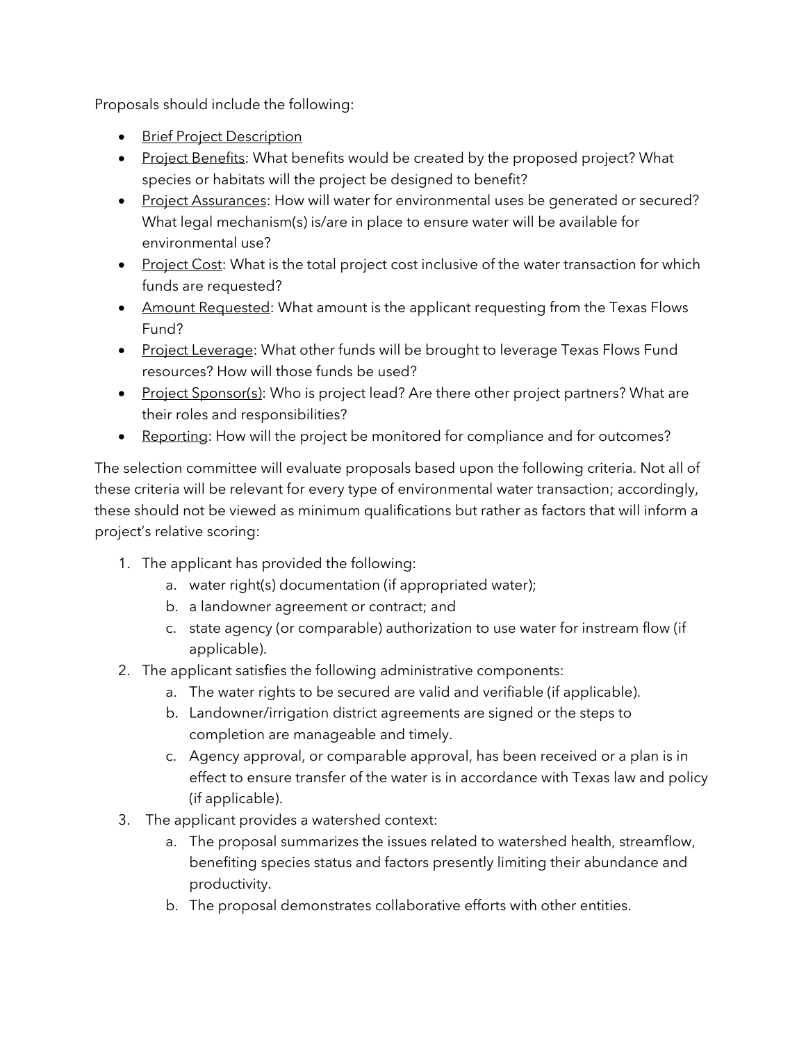Proposals should include the following:

- <u>Brief Project Description</u>
- <u>Project Benefits</u>: What benefits would be created by the proposed project? What species or habitats will the project be designed to benefit?
- <u>Project Assurances</u>: How will water for environmental uses be generated or secured? What legal mechanism(s) is/are in place to ensure water will be available for environmental use?
- <u>Project Cost</u>: What is the total project cost inclusive of the water transaction for which funds are requested?
- <u>Amount Requested</u>: What amount is the applicant requesting from the Texas Flows Fund?
- <u>Project Leverage</u>: What other funds will be brought to leverage Texas Flows Fund resources? How will those funds be used?
- <u>Project Sponsor(s)</u>: Who is project lead? Are there other project partners? What are their roles and responsibilities?
- <u>Reporting</u>: How will the project be monitored for compliance and for outcomes?

The selection committee will evaluate proposals based upon the following criteria. Not all of these criteria will be relevant for every type of environmental water transaction; accordingly, these should not be viewed as minimum qualifications but rather as factors that will inform a project's relative scoring:

1. The applicant has provided the following:
    a. water right(s) documentation (if appropriated water);
    b. a landowner agreement or contract; and
    c. state agency (or comparable) authorization to use water for instream flow (if applicable).
2. The applicant satisfies the following administrative components:
    a. The water rights to be secured are valid and verifiable (if applicable).
    b. Landowner/irrigation district agreements are signed or the steps to completion are manageable and timely.
    c. Agency approval, or comparable approval, has been received or a plan is in effect to ensure transfer of the water is in accordance with Texas law and policy (if applicable).
3. The applicant provides a watershed context:
    a. The proposal summarizes the issues related to watershed health, streamflow, benefiting species status and factors presently limiting their abundance and productivity.
    b. The proposal demonstrates collaborative efforts with other entities.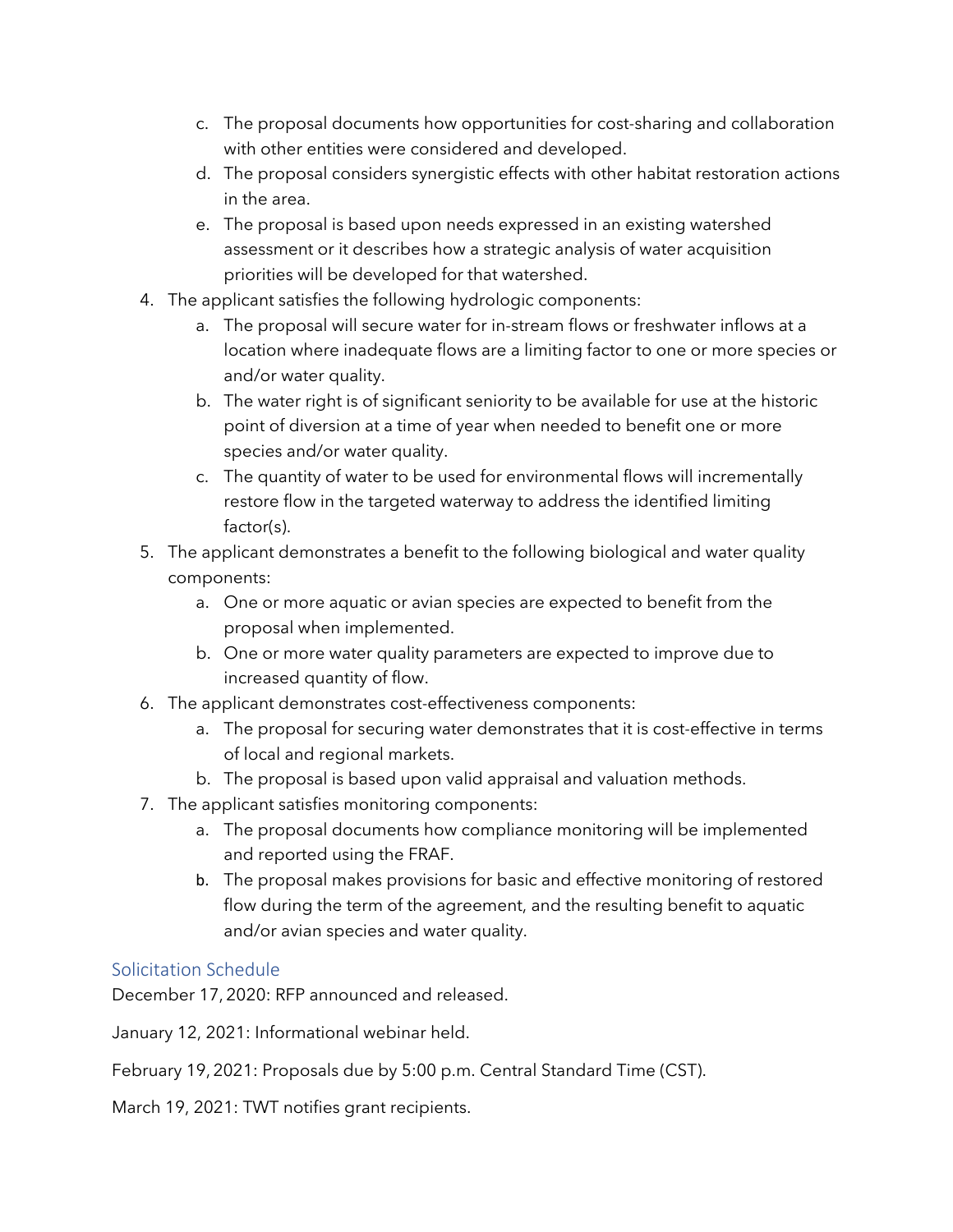c. The proposal documents how opportunities for cost-sharing and collaboration with other entities were considered and developed.
   d. The proposal considers synergistic effects with other habitat restoration actions in the area.
   e. The proposal is based upon needs expressed in an existing watershed assessment or it describes how a strategic analysis of water acquisition priorities will be developed for that watershed.
4. The applicant satisfies the following hydrologic components:
   a. The proposal will secure water for in-stream flows or freshwater inflows at a location where inadequate flows are a limiting factor to one or more species or and/or water quality.
   b. The water right is of significant seniority to be available for use at the historic point of diversion at a time of year when needed to benefit one or more species and/or water quality.
   c. The quantity of water to be used for environmental flows will incrementally restore flow in the targeted waterway to address the identified limiting factor(s).
5. The applicant demonstrates a benefit to the following biological and water quality components:
   a. One or more aquatic or avian species are expected to benefit from the proposal when implemented.
   b. One or more water quality parameters are expected to improve due to increased quantity of flow.
6. The applicant demonstrates cost-effectiveness components:
   a. The proposal for securing water demonstrates that it is cost-effective in terms of local and regional markets.
   b. The proposal is based upon valid appraisal and valuation methods.
7. The applicant satisfies monitoring components:
   a. The proposal documents how compliance monitoring will be implemented and reported using the FRAF.
   b. The proposal makes provisions for basic and effective monitoring of restored flow during the term of the agreement, and the resulting benefit to aquatic and/or avian species and water quality.

## Solicitation Schedule

December 17, 2020: RFP announced and released.

January 12, 2021: Informational webinar held.

February 19, 2021: Proposals due by 5:00 p.m. Central Standard Time (CST).

March 19, 2021: TWT notifies grant recipients.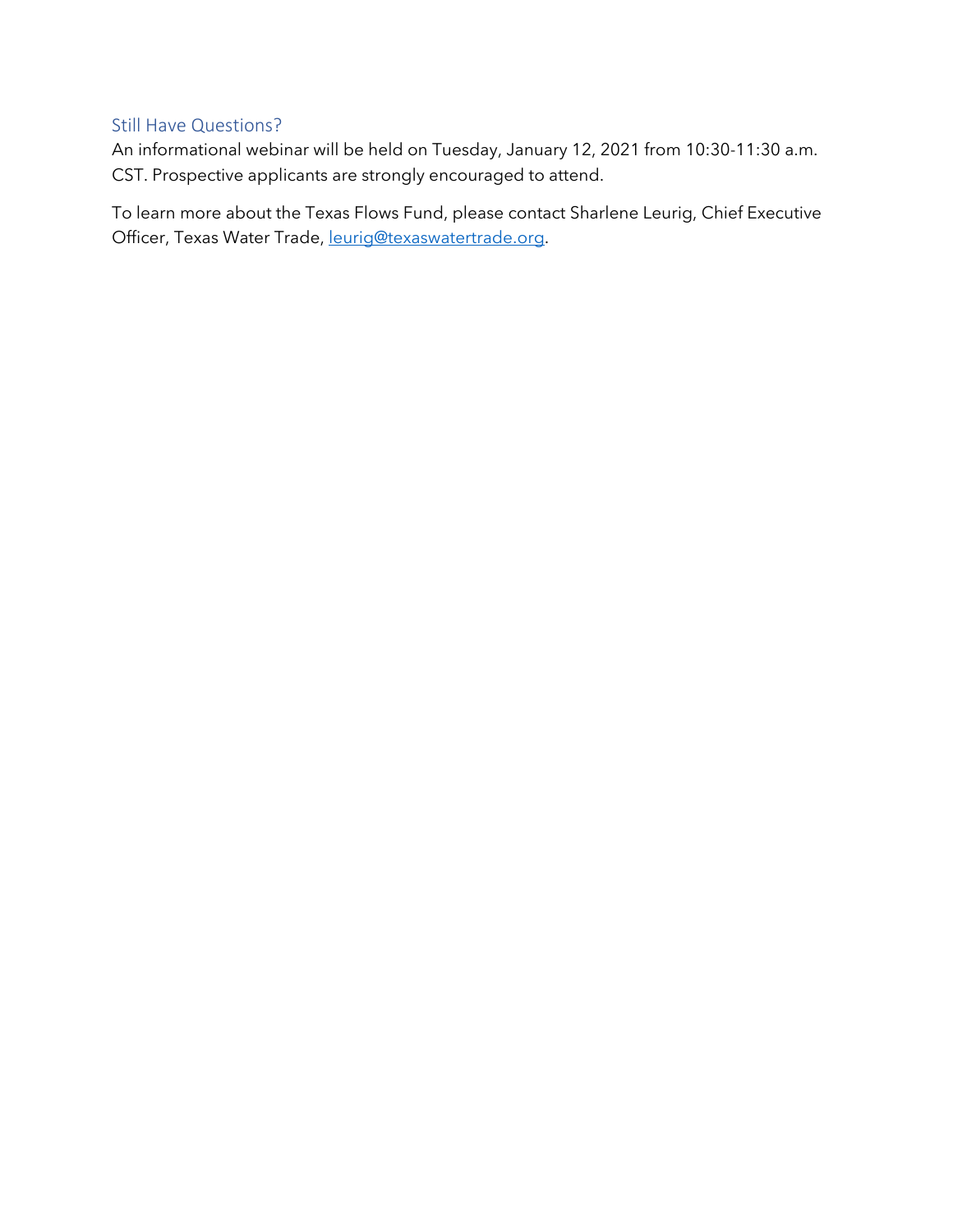## Still Have Questions?

An informational webinar will be held on Tuesday, January 12, 2021 from 10:30-11:30 a.m. CST. Prospective applicants are strongly encouraged to attend.

To learn more about the Texas Flows Fund, please contact Sharlene Leurig, Chief Executive Officer, Texas Water Trade, leurig@texaswatertrade.org.